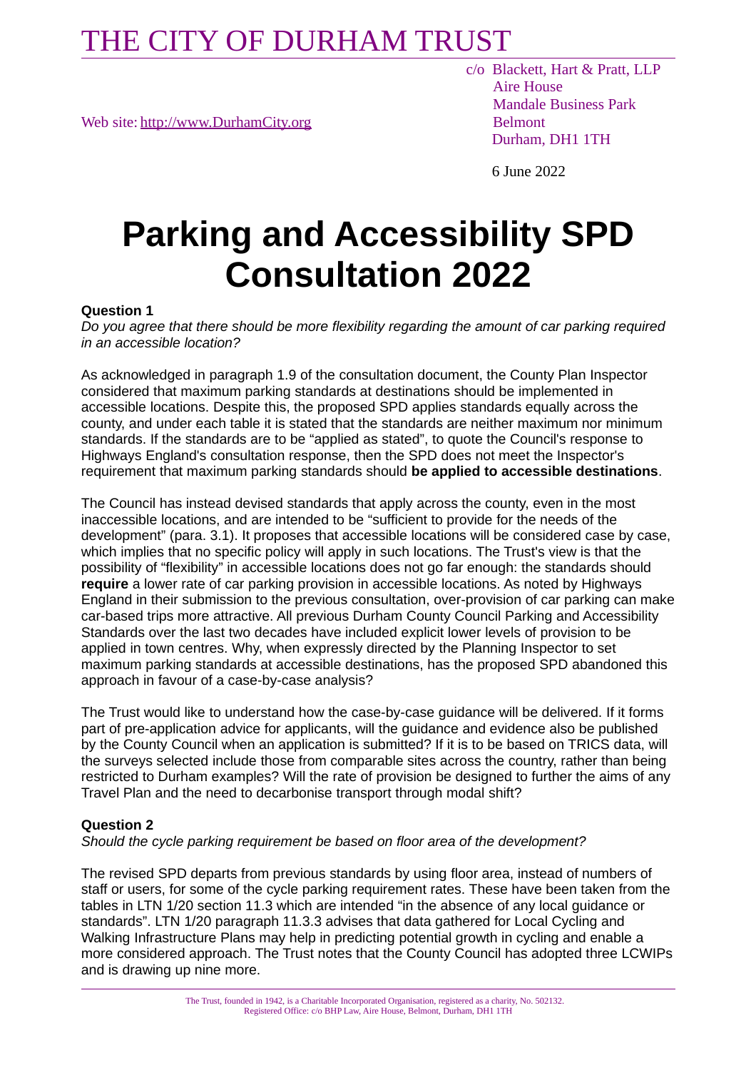# THE CITY OF DURHAM TRUST

Web site: http://www.DurhamCity.org

c/o Blackett, Hart & Pratt, LLP
Aire House
Mandale Business Park
Belmont
Durham, DH1 1TH

6 June 2022

# Parking and Accessibility SPD Consultation 2022

**Question 1**

*Do you agree that there should be more flexibility regarding the amount of car parking required in an accessible location?*

As acknowledged in paragraph 1.9 of the consultation document, the County Plan Inspector considered that maximum parking standards at destinations should be implemented in accessible locations. Despite this, the proposed SPD applies standards equally across the county, and under each table it is stated that the standards are neither maximum nor minimum standards. If the standards are to be "applied as stated", to quote the Council's response to Highways England's consultation response, then the SPD does not meet the Inspector's requirement that maximum parking standards should **be applied to accessible destinations**.

The Council has instead devised standards that apply across the county, even in the most inaccessible locations, and are intended to be "sufficient to provide for the needs of the development" (para. 3.1). It proposes that accessible locations will be considered case by case, which implies that no specific policy will apply in such locations. The Trust's view is that the possibility of "flexibility" in accessible locations does not go far enough: the standards should **require** a lower rate of car parking provision in accessible locations. As noted by Highways England in their submission to the previous consultation, over-provision of car parking can make car-based trips more attractive. All previous Durham County Council Parking and Accessibility Standards over the last two decades have included explicit lower levels of provision to be applied in town centres. Why, when expressly directed by the Planning Inspector to set maximum parking standards at accessible destinations, has the proposed SPD abandoned this approach in favour of a case-by-case analysis?

The Trust would like to understand how the case-by-case guidance will be delivered. If it forms part of pre-application advice for applicants, will the guidance and evidence also be published by the County Council when an application is submitted? If it is to be based on TRICS data, will the surveys selected include those from comparable sites across the country, rather than being restricted to Durham examples? Will the rate of provision be designed to further the aims of any Travel Plan and the need to decarbonise transport through modal shift?

**Question 2**

*Should the cycle parking requirement be based on floor area of the development?*

The revised SPD departs from previous standards by using floor area, instead of numbers of staff or users, for some of the cycle parking requirement rates. These have been taken from the tables in LTN 1/20 section 11.3 which are intended "in the absence of any local guidance or standards". LTN 1/20 paragraph 11.3.3 advises that data gathered for Local Cycling and Walking Infrastructure Plans may help in predicting potential growth in cycling and enable a more considered approach. The Trust notes that the County Council has adopted three LCWIPs and is drawing up nine more.

The Trust, founded in 1942, is a Charitable Incorporated Organisation, registered as a charity, No. 502132.
Registered Office: c/o BHP Law, Aire House, Belmont, Durham, DH1 1TH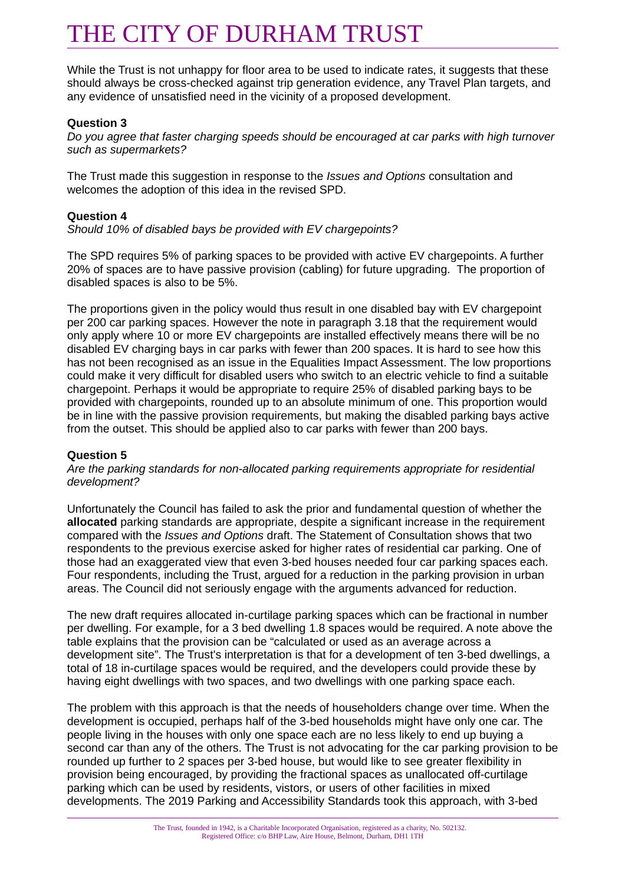While the Trust is not unhappy for floor area to be used to indicate rates, it suggests that these should always be cross-checked against trip generation evidence, any Travel Plan targets, and any evidence of unsatisfied need in the vicinity of a proposed development.

**Question 3**

*Do you agree that faster charging speeds should be encouraged at car parks with high turnover such as supermarkets?*

The Trust made this suggestion in response to the *Issues and Options* consultation and welcomes the adoption of this idea in the revised SPD.

**Question 4**

*Should 10% of disabled bays be provided with EV chargepoints?*

The SPD requires 5% of parking spaces to be provided with active EV chargepoints. A further 20% of spaces are to have passive provision (cabling) for future upgrading. The proportion of disabled spaces is also to be 5%.

The proportions given in the policy would thus result in one disabled bay with EV chargepoint per 200 car parking spaces. However the note in paragraph 3.18 that the requirement would only apply where 10 or more EV chargepoints are installed effectively means there will be no disabled EV charging bays in car parks with fewer than 200 spaces. It is hard to see how this has not been recognised as an issue in the Equalities Impact Assessment. The low proportions could make it very difficult for disabled users who switch to an electric vehicle to find a suitable chargepoint. Perhaps it would be appropriate to require 25% of disabled parking bays to be provided with chargepoints, rounded up to an absolute minimum of one. This proportion would be in line with the passive provision requirements, but making the disabled parking bays active from the outset. This should be applied also to car parks with fewer than 200 bays.

**Question 5**

*Are the parking standards for non-allocated parking requirements appropriate for residential development?*

Unfortunately the Council has failed to ask the prior and fundamental question of whether the **allocated** parking standards are appropriate, despite a significant increase in the requirement compared with the *Issues and Options* draft. The Statement of Consultation shows that two respondents to the previous exercise asked for higher rates of residential car parking. One of those had an exaggerated view that even 3-bed houses needed four car parking spaces each. Four respondents, including the Trust, argued for a reduction in the parking provision in urban areas. The Council did not seriously engage with the arguments advanced for reduction.

The new draft requires allocated in-curtilage parking spaces which can be fractional in number per dwelling. For example, for a 3 bed dwelling 1.8 spaces would be required. A note above the table explains that the provision can be "calculated or used as an average across a development site". The Trust's interpretation is that for a development of ten 3-bed dwellings, a total of 18 in-curtilage spaces would be required, and the developers could provide these by having eight dwellings with two spaces, and two dwellings with one parking space each.

The problem with this approach is that the needs of householders change over time. When the development is occupied, perhaps half of the 3-bed households might have only one car. The people living in the houses with only one space each are no less likely to end up buying a second car than any of the others. The Trust is not advocating for the car parking provision to be rounded up further to 2 spaces per 3-bed house, but would like to see greater flexibility in provision being encouraged, by providing the fractional spaces as unallocated off-curtilage parking which can be used by residents, vistors, or users of other facilities in mixed developments. The 2019 Parking and Accessibility Standards took this approach, with 3-bed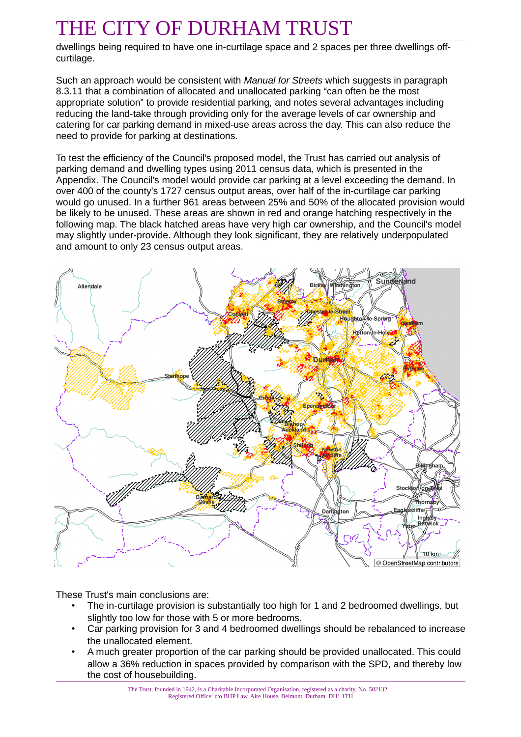dwellings being required to have one in-curtilage space and 2 spaces per three dwellings off-curtilage.

Such an approach would be consistent with *Manual for Streets* which suggests in paragraph 8.3.11 that a combination of allocated and unallocated parking "can often be the most appropriate solution" to provide residential parking, and notes several advantages including reducing the land-take through providing only for the average levels of car ownership and catering for car parking demand in mixed-use areas across the day. This can also reduce the need to provide for parking at destinations.

To test the efficiency of the Council's proposed model, the Trust has carried out analysis of parking demand and dwelling types using 2011 census data, which is presented in the Appendix. The Council's model would provide car parking at a level exceeding the demand. In over 400 of the county's 1727 census output areas, over half of the in-curtilage car parking would go unused. In a further 961 areas between 25% and 50% of the allocated provision would be likely to be unused. These areas are shown in red and orange hatching respectively in the following map. The black hatched areas have very high car ownership, and the Council's model may slightly under-provide. Although they look significant, they are relatively underpopulated and amount to only 23 census output areas.

These Trust's main conclusions are:

- The in-curtilage provision is substantially too high for 1 and 2 bedroomed dwellings, but slightly too low for those with 5 or more bedrooms.
- Car parking provision for 3 and 4 bedroomed dwellings should be rebalanced to increase the unallocated element.
- A much greater proportion of the car parking should be provided unallocated. This could allow a 36% reduction in spaces provided by comparison with the SPD, and thereby low the cost of housebuilding.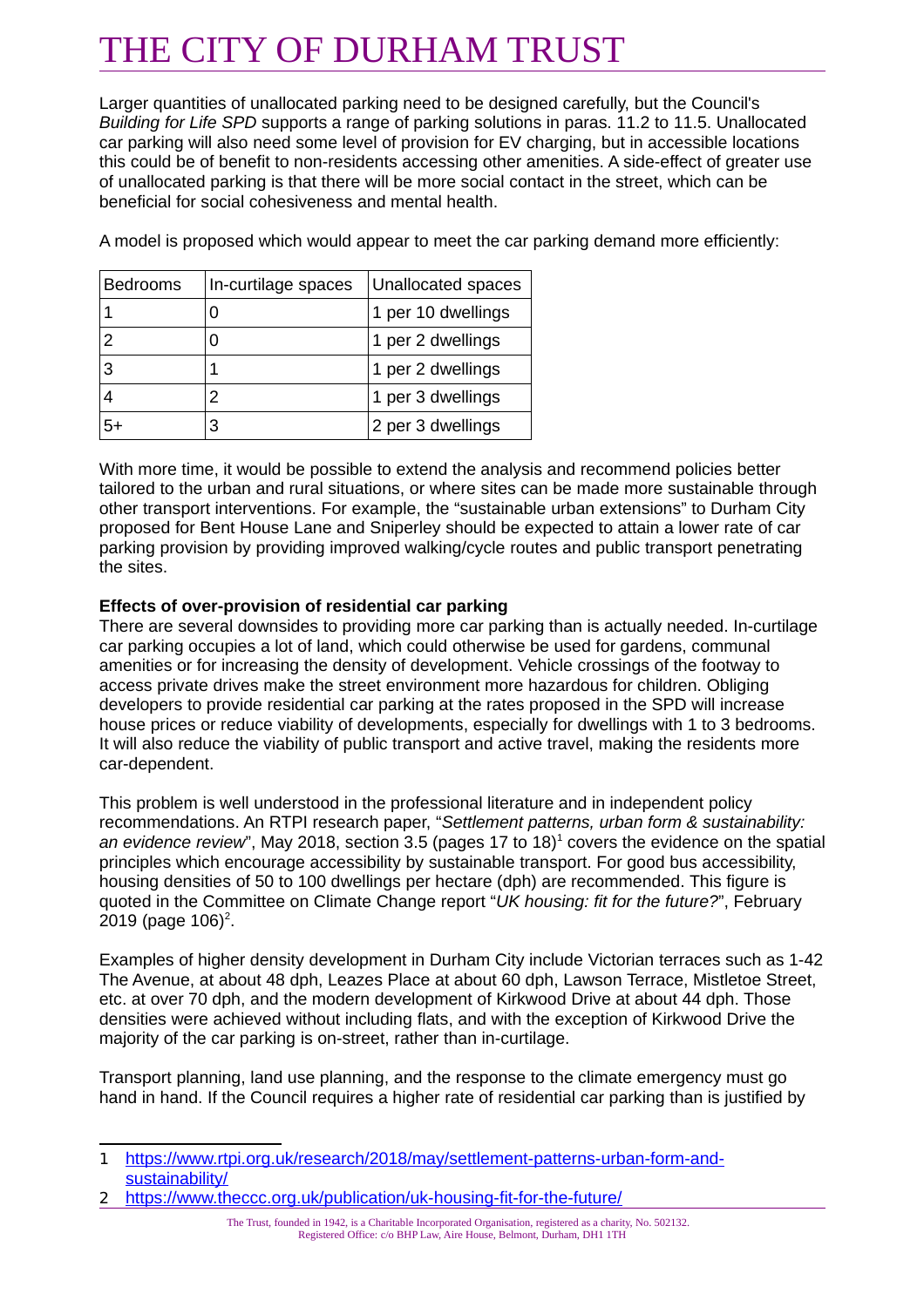Larger quantities of unallocated parking need to be designed carefully, but the Council's *Building for Life SPD* supports a range of parking solutions in paras. 11.2 to 11.5. Unallocated car parking will also need some level of provision for EV charging, but in accessible locations this could be of benefit to non-residents accessing other amenities. A side-effect of greater use of unallocated parking is that there will be more social contact in the street, which can be beneficial for social cohesiveness and mental health.

A model is proposed which would appear to meet the car parking demand more efficiently:

| Bedrooms | In-curtilage spaces | Unallocated spaces |
|---|---|---|
| 1 | 0 | 1 per 10 dwellings |
| 2 | 0 | 1 per 2 dwellings |
| 3 | 1 | 1 per 2 dwellings |
| 4 | 2 | 1 per 3 dwellings |
| 5+ | 3 | 2 per 3 dwellings |

With more time, it would be possible to extend the analysis and recommend policies better tailored to the urban and rural situations, or where sites can be made more sustainable through other transport interventions. For example, the "sustainable urban extensions" to Durham City proposed for Bent House Lane and Sniperley should be expected to attain a lower rate of car parking provision by providing improved walking/cycle routes and public transport penetrating the sites.

**Effects of over-provision of residential car parking**

There are several downsides to providing more car parking than is actually needed. In-curtilage car parking occupies a lot of land, which could otherwise be used for gardens, communal amenities or for increasing the density of development. Vehicle crossings of the footway to access private drives make the street environment more hazardous for children. Obliging developers to provide residential car parking at the rates proposed in the SPD will increase house prices or reduce viability of developments, especially for dwellings with 1 to 3 bedrooms. It will also reduce the viability of public transport and active travel, making the residents more car-dependent.

This problem is well understood in the professional literature and in independent policy recommendations. An RTPI research paper, "*Settlement patterns, urban form & sustainability: an evidence review*", May 2018, section 3.5 (pages 17 to 18)[1] covers the evidence on the spatial principles which encourage accessibility by sustainable transport. For good bus accessibility, housing densities of 50 to 100 dwellings per hectare (dph) are recommended. This figure is quoted in the Committee on Climate Change report "*UK housing: fit for the future?*", February 2019 (page 106)[2].

Examples of higher density development in Durham City include Victorian terraces such as 1-42 The Avenue, at about 48 dph, Leazes Place at about 60 dph, Lawson Terrace, Mistletoe Street, etc. at over 70 dph, and the modern development of Kirkwood Drive at about 44 dph. Those densities were achieved without including flats, and with the exception of Kirkwood Drive the majority of the car parking is on-street, rather than in-curtilage.

Transport planning, land use planning, and the response to the climate emergency must go hand in hand. If the Council requires a higher rate of residential car parking than is justified by

---

1 https://www.rtpi.org.uk/research/2018/may/settlement-patterns-urban-form-and-sustainability/

2 https://www.theccc.org.uk/publication/uk-housing-fit-for-the-future/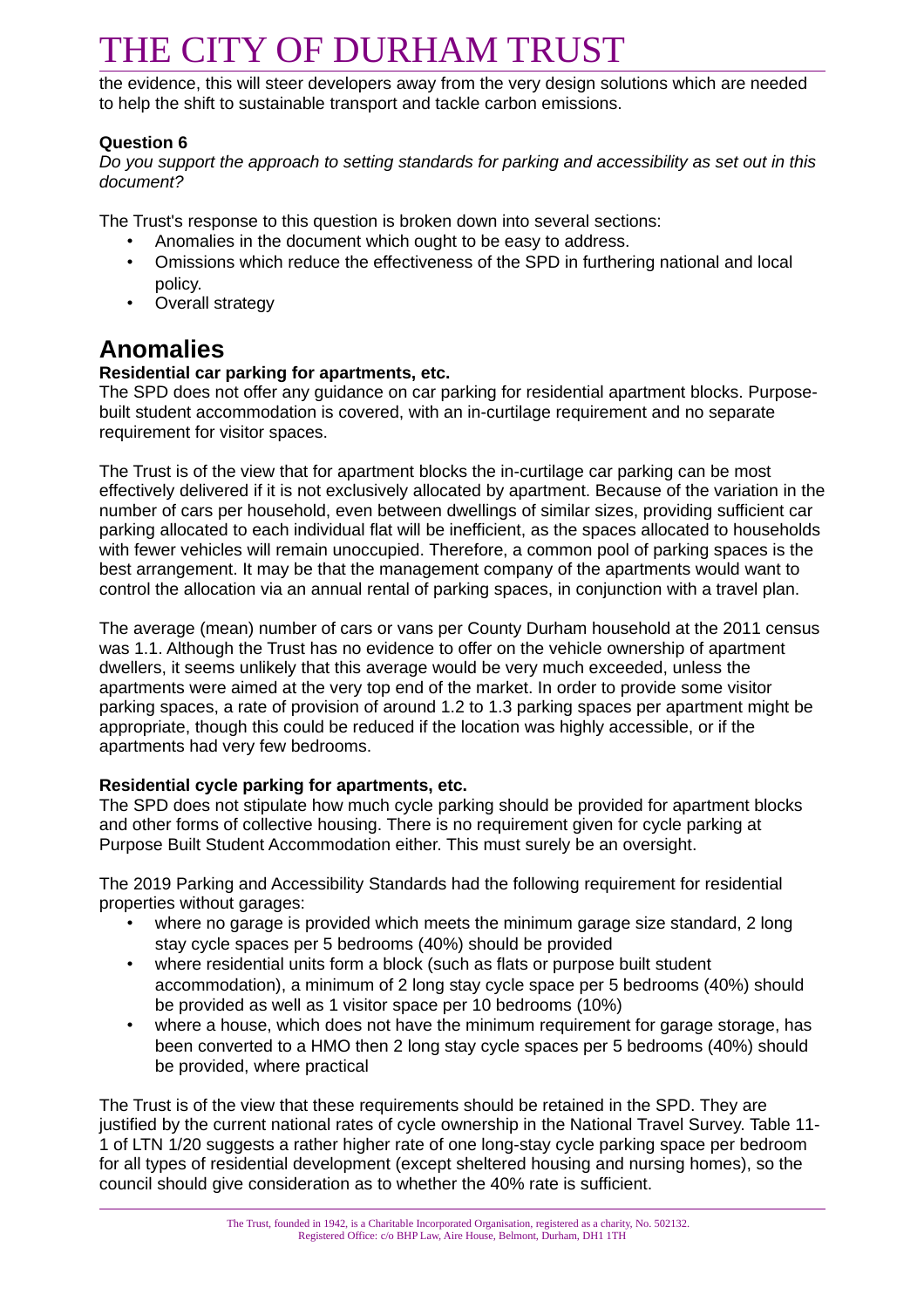the evidence, this will steer developers away from the very design solutions which are needed to help the shift to sustainable transport and tackle carbon emissions.

**Question 6**

*Do you support the approach to setting standards for parking and accessibility as set out in this document?*

The Trust's response to this question is broken down into several sections:

- Anomalies in the document which ought to be easy to address.
- Omissions which reduce the effectiveness of the SPD in furthering national and local policy.
- Overall strategy

## Anomalies

**Residential car parking for apartments, etc.**

The SPD does not offer any guidance on car parking for residential apartment blocks. Purpose-built student accommodation is covered, with an in-curtilage requirement and no separate requirement for visitor spaces.

The Trust is of the view that for apartment blocks the in-curtilage car parking can be most effectively delivered if it is not exclusively allocated by apartment. Because of the variation in the number of cars per household, even between dwellings of similar sizes, providing sufficient car parking allocated to each individual flat will be inefficient, as the spaces allocated to households with fewer vehicles will remain unoccupied. Therefore, a common pool of parking spaces is the best arrangement. It may be that the management company of the apartments would want to control the allocation via an annual rental of parking spaces, in conjunction with a travel plan.

The average (mean) number of cars or vans per County Durham household at the 2011 census was 1.1. Although the Trust has no evidence to offer on the vehicle ownership of apartment dwellers, it seems unlikely that this average would be very much exceeded, unless the apartments were aimed at the very top end of the market. In order to provide some visitor parking spaces, a rate of provision of around 1.2 to 1.3 parking spaces per apartment might be appropriate, though this could be reduced if the location was highly accessible, or if the apartments had very few bedrooms.

**Residential cycle parking for apartments, etc.**

The SPD does not stipulate how much cycle parking should be provided for apartment blocks and other forms of collective housing. There is no requirement given for cycle parking at Purpose Built Student Accommodation either. This must surely be an oversight.

The 2019 Parking and Accessibility Standards had the following requirement for residential properties without garages:

- where no garage is provided which meets the minimum garage size standard, 2 long stay cycle spaces per 5 bedrooms (40%) should be provided
- where residential units form a block (such as flats or purpose built student accommodation), a minimum of 2 long stay cycle space per 5 bedrooms (40%) should be provided as well as 1 visitor space per 10 bedrooms (10%)
- where a house, which does not have the minimum requirement for garage storage, has been converted to a HMO then 2 long stay cycle spaces per 5 bedrooms (40%) should be provided, where practical

The Trust is of the view that these requirements should be retained in the SPD. They are justified by the current national rates of cycle ownership in the National Travel Survey. Table 11-1 of LTN 1/20 suggests a rather higher rate of one long-stay cycle parking space per bedroom for all types of residential development (except sheltered housing and nursing homes), so the council should give consideration as to whether the 40% rate is sufficient.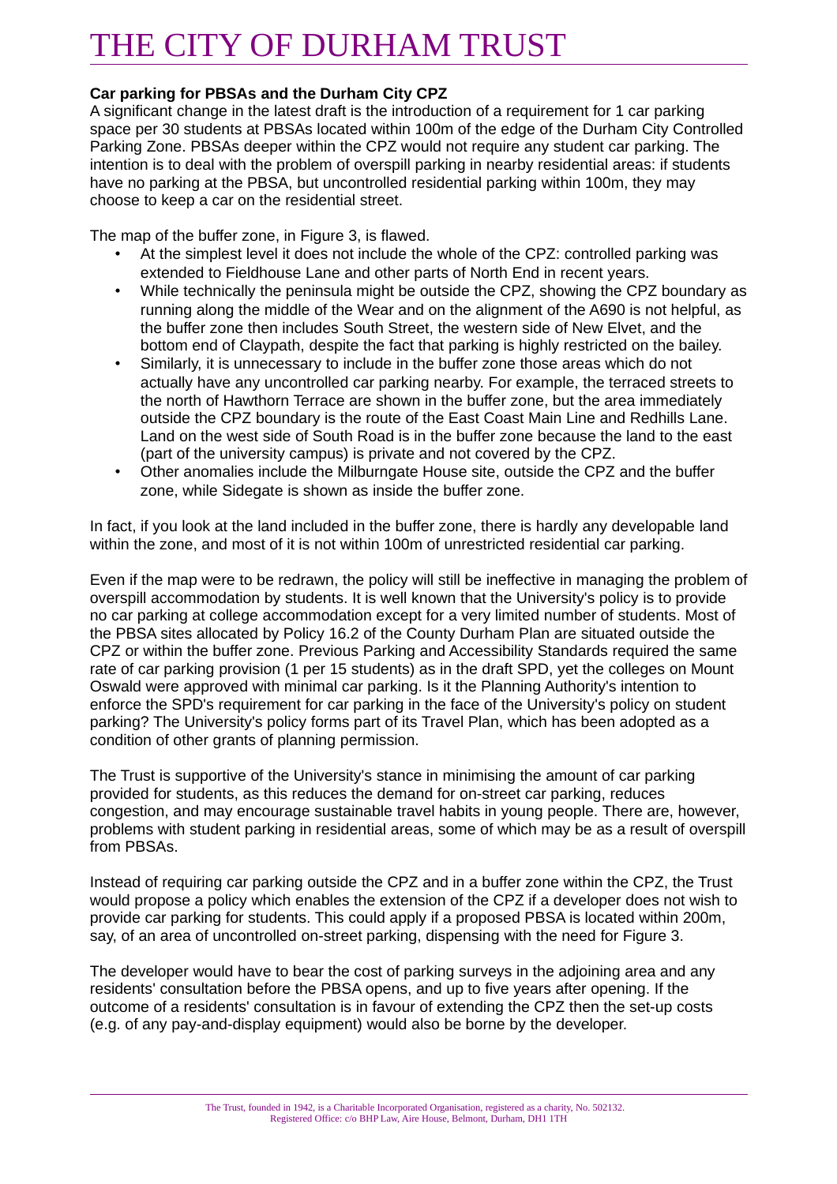**Car parking for PBSAs and the Durham City CPZ**

A significant change in the latest draft is the introduction of a requirement for 1 car parking space per 30 students at PBSAs located within 100m of the edge of the Durham City Controlled Parking Zone. PBSAs deeper within the CPZ would not require any student car parking. The intention is to deal with the problem of overspill parking in nearby residential areas: if students have no parking at the PBSA, but uncontrolled residential parking within 100m, they may choose to keep a car on the residential street.

The map of the buffer zone, in Figure 3, is flawed.

- At the simplest level it does not include the whole of the CPZ: controlled parking was extended to Fieldhouse Lane and other parts of North End in recent years.
- While technically the peninsula might be outside the CPZ, showing the CPZ boundary as running along the middle of the Wear and on the alignment of the A690 is not helpful, as the buffer zone then includes South Street, the western side of New Elvet, and the bottom end of Claypath, despite the fact that parking is highly restricted on the bailey.
- Similarly, it is unnecessary to include in the buffer zone those areas which do not actually have any uncontrolled car parking nearby. For example, the terraced streets to the north of Hawthorn Terrace are shown in the buffer zone, but the area immediately outside the CPZ boundary is the route of the East Coast Main Line and Redhills Lane. Land on the west side of South Road is in the buffer zone because the land to the east (part of the university campus) is private and not covered by the CPZ.
- Other anomalies include the Milburngate House site, outside the CPZ and the buffer zone, while Sidegate is shown as inside the buffer zone.

In fact, if you look at the land included in the buffer zone, there is hardly any developable land within the zone, and most of it is not within 100m of unrestricted residential car parking.

Even if the map were to be redrawn, the policy will still be ineffective in managing the problem of overspill accommodation by students. It is well known that the University's policy is to provide no car parking at college accommodation except for a very limited number of students. Most of the PBSA sites allocated by Policy 16.2 of the County Durham Plan are situated outside the CPZ or within the buffer zone. Previous Parking and Accessibility Standards required the same rate of car parking provision (1 per 15 students) as in the draft SPD, yet the colleges on Mount Oswald were approved with minimal car parking. Is it the Planning Authority's intention to enforce the SPD's requirement for car parking in the face of the University's policy on student parking? The University's policy forms part of its Travel Plan, which has been adopted as a condition of other grants of planning permission.

The Trust is supportive of the University's stance in minimising the amount of car parking provided for students, as this reduces the demand for on-street car parking, reduces congestion, and may encourage sustainable travel habits in young people. There are, however, problems with student parking in residential areas, some of which may be as a result of overspill from PBSAs.

Instead of requiring car parking outside the CPZ and in a buffer zone within the CPZ, the Trust would propose a policy which enables the extension of the CPZ if a developer does not wish to provide car parking for students. This could apply if a proposed PBSA is located within 200m, say, of an area of uncontrolled on-street parking, dispensing with the need for Figure 3.

The developer would have to bear the cost of parking surveys in the adjoining area and any residents' consultation before the PBSA opens, and up to five years after opening. If the outcome of a residents' consultation is in favour of extending the CPZ then the set-up costs (e.g. of any pay-and-display equipment) would also be borne by the developer.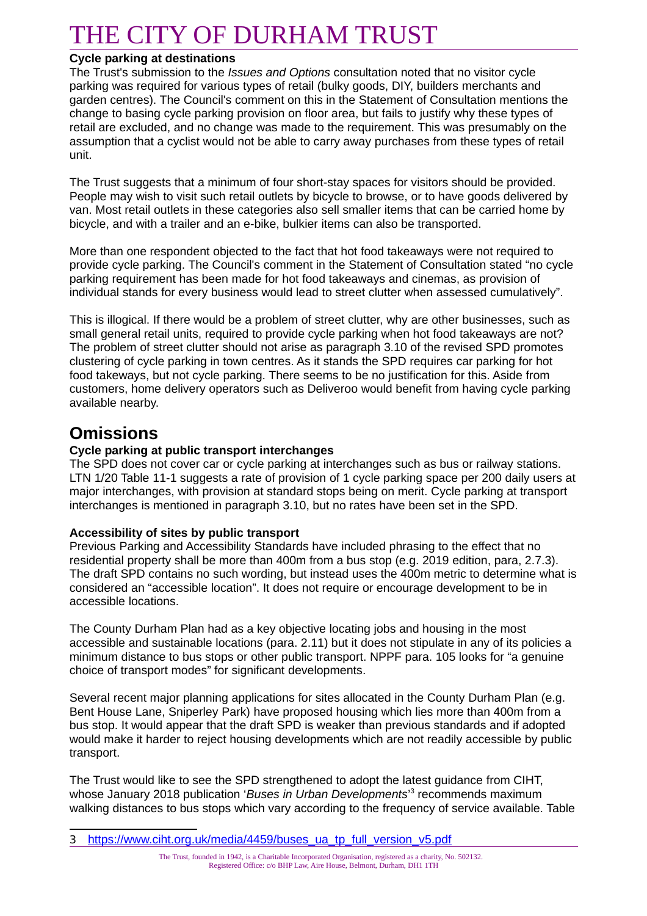#### Cycle parking at destinations

The Trust's submission to the *Issues and Options* consultation noted that no visitor cycle parking was required for various types of retail (bulky goods, DIY, builders merchants and garden centres). The Council's comment on this in the Statement of Consultation mentions the change to basing cycle parking provision on floor area, but fails to justify why these types of retail are excluded, and no change was made to the requirement. This was presumably on the assumption that a cyclist would not be able to carry away purchases from these types of retail unit.

The Trust suggests that a minimum of four short-stay spaces for visitors should be provided. People may wish to visit such retail outlets by bicycle to browse, or to have goods delivered by van. Most retail outlets in these categories also sell smaller items that can be carried home by bicycle, and with a trailer and an e-bike, bulkier items can also be transported.

More than one respondent objected to the fact that hot food takeaways were not required to provide cycle parking. The Council's comment in the Statement of Consultation stated "no cycle parking requirement has been made for hot food takeaways and cinemas, as provision of individual stands for every business would lead to street clutter when assessed cumulatively".

This is illogical. If there would be a problem of street clutter, why are other businesses, such as small general retail units, required to provide cycle parking when hot food takeaways are not? The problem of street clutter should not arise as paragraph 3.10 of the revised SPD promotes clustering of cycle parking in town centres. As it stands the SPD requires car parking for hot food takeways, but not cycle parking. There seems to be no justification for this. Aside from customers, home delivery operators such as Deliveroo would benefit from having cycle parking available nearby.

## Omissions

#### Cycle parking at public transport interchanges

The SPD does not cover car or cycle parking at interchanges such as bus or railway stations. LTN 1/20 Table 11-1 suggests a rate of provision of 1 cycle parking space per 200 daily users at major interchanges, with provision at standard stops being on merit. Cycle parking at transport interchanges is mentioned in paragraph 3.10, but no rates have been set in the SPD.

#### Accessibility of sites by public transport

Previous Parking and Accessibility Standards have included phrasing to the effect that no residential property shall be more than 400m from a bus stop (e.g. 2019 edition, para, 2.7.3). The draft SPD contains no such wording, but instead uses the 400m metric to determine what is considered an "accessible location". It does not require or encourage development to be in accessible locations.

The County Durham Plan had as a key objective locating jobs and housing in the most accessible and sustainable locations (para. 2.11) but it does not stipulate in any of its policies a minimum distance to bus stops or other public transport. NPPF para. 105 looks for "a genuine choice of transport modes" for significant developments.

Several recent major planning applications for sites allocated in the County Durham Plan (e.g. Bent House Lane, Sniperley Park) have proposed housing which lies more than 400m from a bus stop. It would appear that the draft SPD is weaker than previous standards and if adopted would make it harder to reject housing developments which are not readily accessible by public transport.

The Trust would like to see the SPD strengthened to adopt the latest guidance from CIHT, whose January 2018 publication '*Buses in Urban Developments*'[3] recommends maximum walking distances to bus stops which vary according to the frequency of service available. Table

---

3 https://www.ciht.org.uk/media/4459/buses_ua_tp_full_version_v5.pdf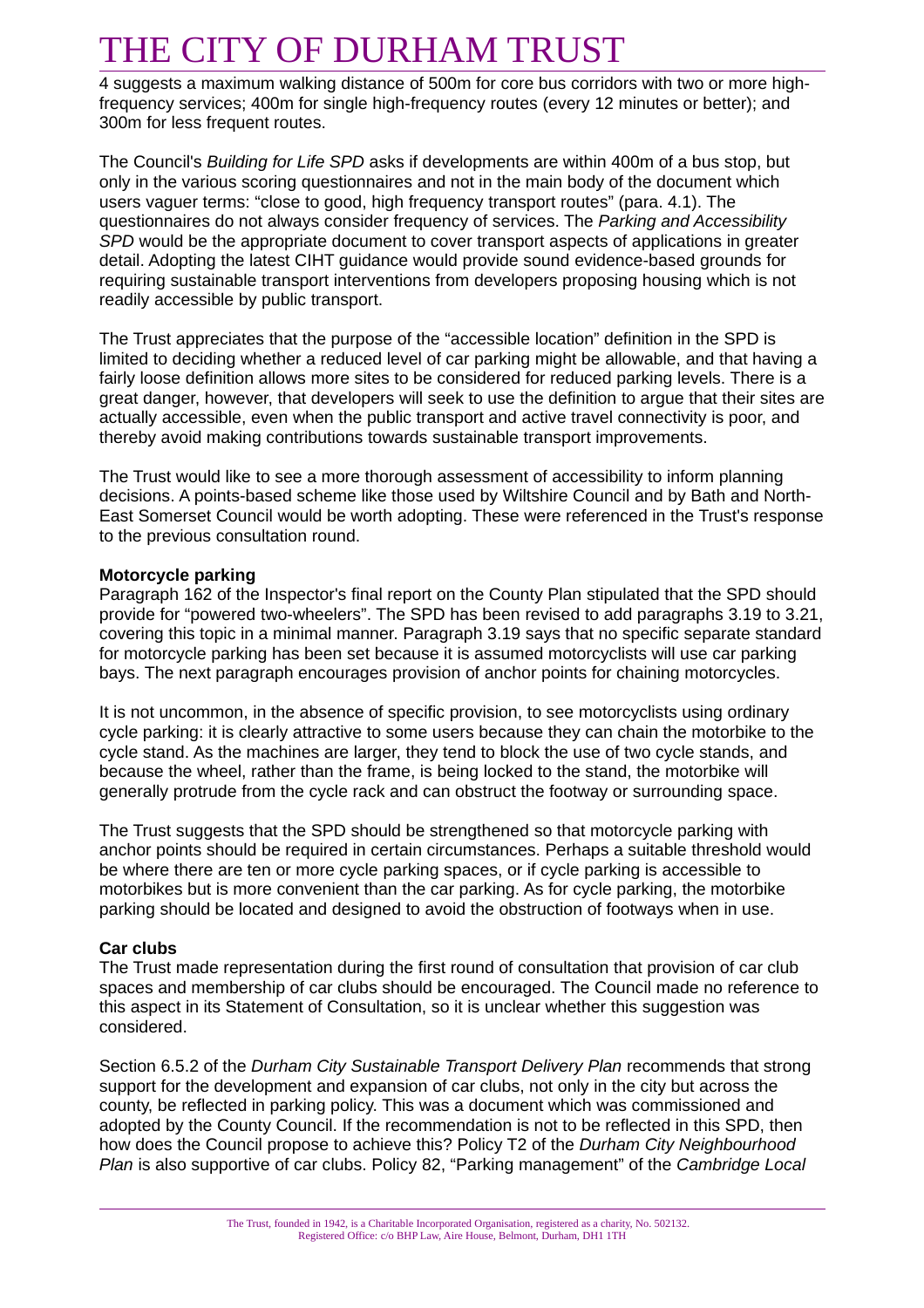4 suggests a maximum walking distance of 500m for core bus corridors with two or more high-frequency services; 400m for single high-frequency routes (every 12 minutes or better); and 300m for less frequent routes.

The Council's *Building for Life SPD* asks if developments are within 400m of a bus stop, but only in the various scoring questionnaires and not in the main body of the document which users vaguer terms: "close to good, high frequency transport routes" (para. 4.1). The questionnaires do not always consider frequency of services. The *Parking and Accessibility SPD* would be the appropriate document to cover transport aspects of applications in greater detail. Adopting the latest CIHT guidance would provide sound evidence-based grounds for requiring sustainable transport interventions from developers proposing housing which is not readily accessible by public transport.

The Trust appreciates that the purpose of the "accessible location" definition in the SPD is limited to deciding whether a reduced level of car parking might be allowable, and that having a fairly loose definition allows more sites to be considered for reduced parking levels. There is a great danger, however, that developers will seek to use the definition to argue that their sites are actually accessible, even when the public transport and active travel connectivity is poor, and thereby avoid making contributions towards sustainable transport improvements.

The Trust would like to see a more thorough assessment of accessibility to inform planning decisions. A points-based scheme like those used by Wiltshire Council and by Bath and North-East Somerset Council would be worth adopting. These were referenced in the Trust's response to the previous consultation round.

**Motorcycle parking**

Paragraph 162 of the Inspector's final report on the County Plan stipulated that the SPD should provide for "powered two-wheelers". The SPD has been revised to add paragraphs 3.19 to 3.21, covering this topic in a minimal manner. Paragraph 3.19 says that no specific separate standard for motorcycle parking has been set because it is assumed motorcyclists will use car parking bays. The next paragraph encourages provision of anchor points for chaining motorcycles.

It is not uncommon, in the absence of specific provision, to see motorcyclists using ordinary cycle parking: it is clearly attractive to some users because they can chain the motorbike to the cycle stand. As the machines are larger, they tend to block the use of two cycle stands, and because the wheel, rather than the frame, is being locked to the stand, the motorbike will generally protrude from the cycle rack and can obstruct the footway or surrounding space.

The Trust suggests that the SPD should be strengthened so that motorcycle parking with anchor points should be required in certain circumstances. Perhaps a suitable threshold would be where there are ten or more cycle parking spaces, or if cycle parking is accessible to motorbikes but is more convenient than the car parking. As for cycle parking, the motorbike parking should be located and designed to avoid the obstruction of footways when in use.

**Car clubs**

The Trust made representation during the first round of consultation that provision of car club spaces and membership of car clubs should be encouraged. The Council made no reference to this aspect in its Statement of Consultation, so it is unclear whether this suggestion was considered.

Section 6.5.2 of the *Durham City Sustainable Transport Delivery Plan* recommends that strong support for the development and expansion of car clubs, not only in the city but across the county, be reflected in parking policy. This was a document which was commissioned and adopted by the County Council. If the recommendation is not to be reflected in this SPD, then how does the Council propose to achieve this? Policy T2 of the *Durham City Neighbourhood Plan* is also supportive of car clubs. Policy 82, "Parking management" of the *Cambridge Local*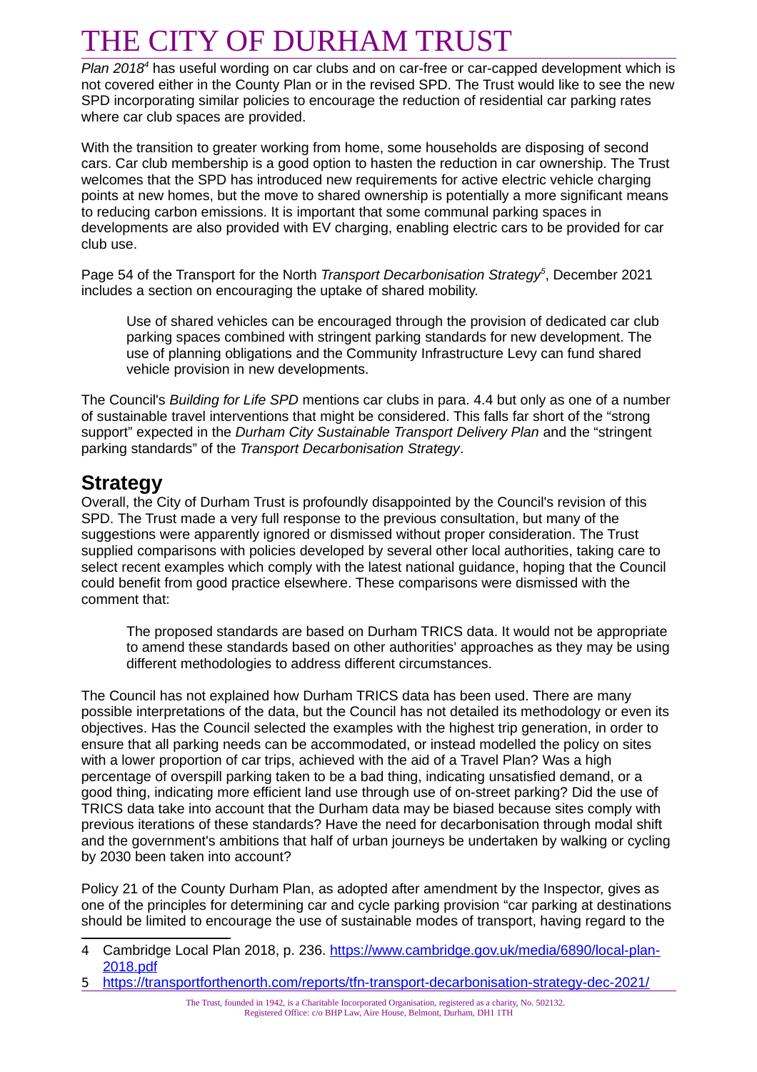*Plan 2018*[4] has useful wording on car clubs and on car-free or car-capped development which is not covered either in the County Plan or in the revised SPD. The Trust would like to see the new SPD incorporating similar policies to encourage the reduction of residential car parking rates where car club spaces are provided.

With the transition to greater working from home, some households are disposing of second cars. Car club membership is a good option to hasten the reduction in car ownership. The Trust welcomes that the SPD has introduced new requirements for active electric vehicle charging points at new homes, but the move to shared ownership is potentially a more significant means to reducing carbon emissions. It is important that some communal parking spaces in developments are also provided with EV charging, enabling electric cars to be provided for car club use.

Page 54 of the Transport for the North *Transport Decarbonisation Strategy*[5], December 2021 includes a section on encouraging the uptake of shared mobility.

> Use of shared vehicles can be encouraged through the provision of dedicated car club parking spaces combined with stringent parking standards for new development. The use of planning obligations and the Community Infrastructure Levy can fund shared vehicle provision in new developments.

The Council's *Building for Life SPD* mentions car clubs in para. 4.4 but only as one of a number of sustainable travel interventions that might be considered. This falls far short of the "strong support" expected in the *Durham City Sustainable Transport Delivery Plan* and the "stringent parking standards" of the *Transport Decarbonisation Strategy*.

## Strategy

Overall, the City of Durham Trust is profoundly disappointed by the Council's revision of this SPD. The Trust made a very full response to the previous consultation, but many of the suggestions were apparently ignored or dismissed without proper consideration. The Trust supplied comparisons with policies developed by several other local authorities, taking care to select recent examples which comply with the latest national guidance, hoping that the Council could benefit from good practice elsewhere. These comparisons were dismissed with the comment that:

> The proposed standards are based on Durham TRICS data. It would not be appropriate to amend these standards based on other authorities' approaches as they may be using different methodologies to address different circumstances.

The Council has not explained how Durham TRICS data has been used. There are many possible interpretations of the data, but the Council has not detailed its methodology or even its objectives. Has the Council selected the examples with the highest trip generation, in order to ensure that all parking needs can be accommodated, or instead modelled the policy on sites with a lower proportion of car trips, achieved with the aid of a Travel Plan? Was a high percentage of overspill parking taken to be a bad thing, indicating unsatisfied demand, or a good thing, indicating more efficient land use through use of on-street parking? Did the use of TRICS data take into account that the Durham data may be biased because sites comply with previous iterations of these standards? Have the need for decarbonisation through modal shift and the government's ambitions that half of urban journeys be undertaken by walking or cycling by 2030 been taken into account?

Policy 21 of the County Durham Plan, as adopted after amendment by the Inspector, gives as one of the principles for determining car and cycle parking provision "car parking at destinations should be limited to encourage the use of sustainable modes of transport, having regard to the

---

4 Cambridge Local Plan 2018, p. 236. https://www.cambridge.gov.uk/media/6890/local-plan-2018.pdf

5 https://transportforthenorth.com/reports/tfn-transport-decarbonisation-strategy-dec-2021/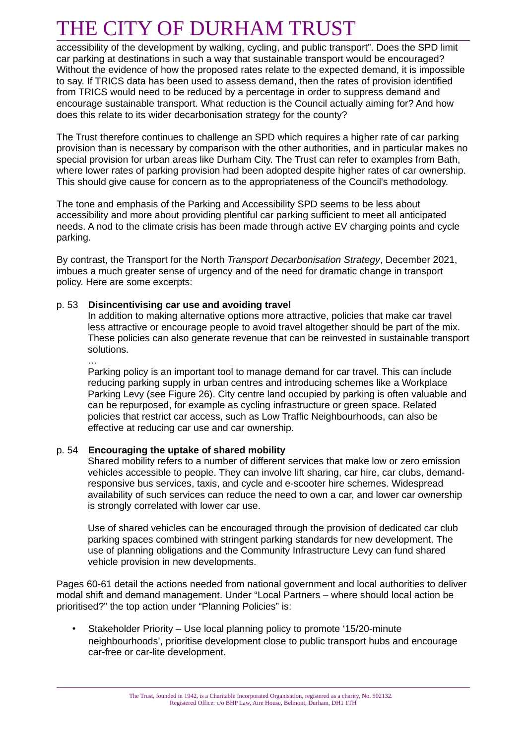accessibility of the development by walking, cycling, and public transport". Does the SPD limit car parking at destinations in such a way that sustainable transport would be encouraged? Without the evidence of how the proposed rates relate to the expected demand, it is impossible to say. If TRICS data has been used to assess demand, then the rates of provision identified from TRICS would need to be reduced by a percentage in order to suppress demand and encourage sustainable transport. What reduction is the Council actually aiming for? And how does this relate to its wider decarbonisation strategy for the county?

The Trust therefore continues to challenge an SPD which requires a higher rate of car parking provision than is necessary by comparison with the other authorities, and in particular makes no special provision for urban areas like Durham City. The Trust can refer to examples from Bath, where lower rates of parking provision had been adopted despite higher rates of car ownership. This should give cause for concern as to the appropriateness of the Council's methodology.

The tone and emphasis of the Parking and Accessibility SPD seems to be less about accessibility and more about providing plentiful car parking sufficient to meet all anticipated needs. A nod to the climate crisis has been made through active EV charging points and cycle parking.

By contrast, the Transport for the North *Transport Decarbonisation Strategy*, December 2021, imbues a much greater sense of urgency and of the need for dramatic change in transport policy. Here are some excerpts:

p. 53 **Disincentivising car use and avoiding travel**

> In addition to making alternative options more attractive, policies that make car travel less attractive or encourage people to avoid travel altogether should be part of the mix. These policies can also generate revenue that can be reinvested in sustainable transport solutions.
>
> …
>
> Parking policy is an important tool to manage demand for car travel. This can include reducing parking supply in urban centres and introducing schemes like a Workplace Parking Levy (see Figure 26). City centre land occupied by parking is often valuable and can be repurposed, for example as cycling infrastructure or green space. Related policies that restrict car access, such as Low Traffic Neighbourhoods, can also be effective at reducing car use and car ownership.

p. 54 **Encouraging the uptake of shared mobility**

> Shared mobility refers to a number of different services that make low or zero emission vehicles accessible to people. They can involve lift sharing, car hire, car clubs, demand-responsive bus services, taxis, and cycle and e-scooter hire schemes. Widespread availability of such services can reduce the need to own a car, and lower car ownership is strongly correlated with lower car use.
>
> Use of shared vehicles can be encouraged through the provision of dedicated car club parking spaces combined with stringent parking standards for new development. The use of planning obligations and the Community Infrastructure Levy can fund shared vehicle provision in new developments.

Pages 60-61 detail the actions needed from national government and local authorities to deliver modal shift and demand management. Under "Local Partners – where should local action be prioritised?" the top action under "Planning Policies" is:

- Stakeholder Priority – Use local planning policy to promote '15/20-minute neighbourhoods', prioritise development close to public transport hubs and encourage car-free or car-lite development.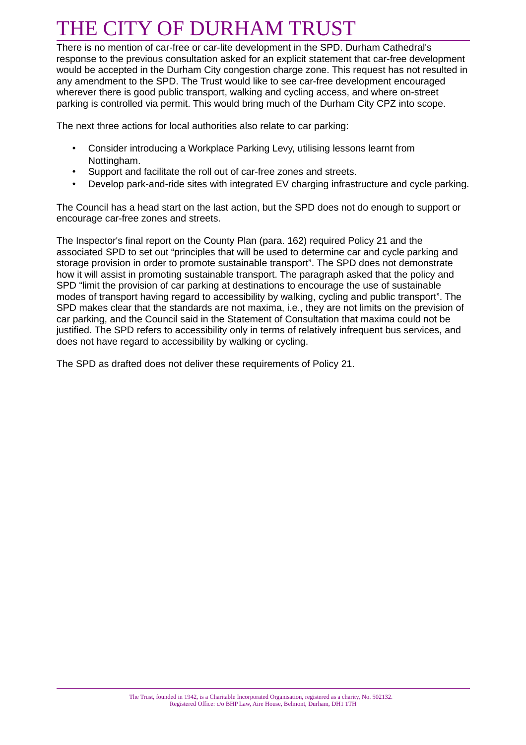There is no mention of car-free or car-lite development in the SPD. Durham Cathedral's response to the previous consultation asked for an explicit statement that car-free development would be accepted in the Durham City congestion charge zone. This request has not resulted in any amendment to the SPD. The Trust would like to see car-free development encouraged wherever there is good public transport, walking and cycling access, and where on-street parking is controlled via permit. This would bring much of the Durham City CPZ into scope.

The next three actions for local authorities also relate to car parking:

- Consider introducing a Workplace Parking Levy, utilising lessons learnt from Nottingham.
- Support and facilitate the roll out of car-free zones and streets.
- Develop park-and-ride sites with integrated EV charging infrastructure and cycle parking.

The Council has a head start on the last action, but the SPD does not do enough to support or encourage car-free zones and streets.

The Inspector's final report on the County Plan (para. 162) required Policy 21 and the associated SPD to set out "principles that will be used to determine car and cycle parking and storage provision in order to promote sustainable transport". The SPD does not demonstrate how it will assist in promoting sustainable transport. The paragraph asked that the policy and SPD "limit the provision of car parking at destinations to encourage the use of sustainable modes of transport having regard to accessibility by walking, cycling and public transport". The SPD makes clear that the standards are not maxima, i.e., they are not limits on the prevision of car parking, and the Council said in the Statement of Consultation that maxima could not be justified. The SPD refers to accessibility only in terms of relatively infrequent bus services, and does not have regard to accessibility by walking or cycling.

The SPD as drafted does not deliver these requirements of Policy 21.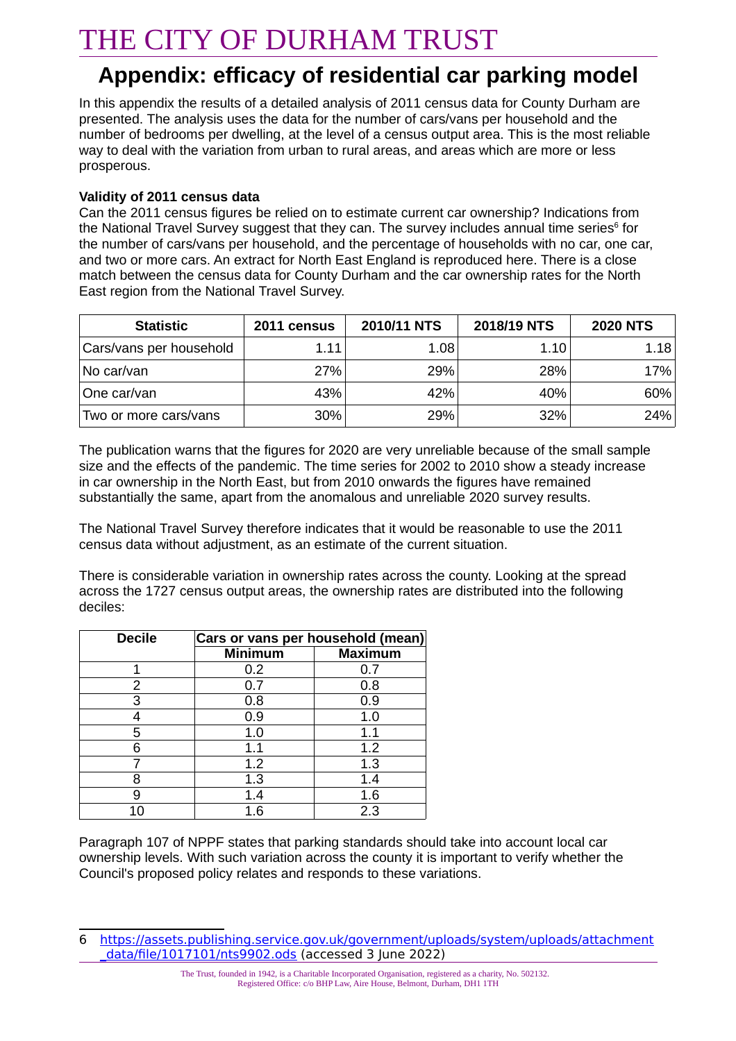# Appendix: efficacy of residential car parking model

In this appendix the results of a detailed analysis of 2011 census data for County Durham are presented. The analysis uses the data for the number of cars/vans per household and the number of bedrooms per dwelling, at the level of a census output area. This is the most reliable way to deal with the variation from urban to rural areas, and areas which are more or less prosperous.

**Validity of 2011 census data**

Can the 2011 census figures be relied on to estimate current car ownership? Indications from the National Travel Survey suggest that they can. The survey includes annual time series[6] for the number of cars/vans per household, and the percentage of households with no car, one car, and two or more cars. An extract for North East England is reproduced here. There is a close match between the census data for County Durham and the car ownership rates for the North East region from the National Travel Survey.

| Statistic | 2011 census | 2010/11 NTS | 2018/19 NTS | 2020 NTS |
|---|---|---|---|---|
| Cars/vans per household | 1.11 | 1.08 | 1.10 | 1.18 |
| No car/van | 27% | 29% | 28% | 17% |
| One car/van | 43% | 42% | 40% | 60% |
| Two or more cars/vans | 30% | 29% | 32% | 24% |

The publication warns that the figures for 2020 are very unreliable because of the small sample size and the effects of the pandemic. The time series for 2002 to 2010 show a steady increase in car ownership in the North East, but from 2010 onwards the figures have remained substantially the same, apart from the anomalous and unreliable 2020 survey results.

The National Travel Survey therefore indicates that it would be reasonable to use the 2011 census data without adjustment, as an estimate of the current situation.

There is considerable variation in ownership rates across the county. Looking at the spread across the 1727 census output areas, the ownership rates are distributed into the following deciles:

| Decile | Cars or vans per household (mean) | |
|---|---|---|
| | Minimum | Maximum |
| 1 | 0.2 | 0.7 |
| 2 | 0.7 | 0.8 |
| 3 | 0.8 | 0.9 |
| 4 | 0.9 | 1.0 |
| 5 | 1.0 | 1.1 |
| 6 | 1.1 | 1.2 |
| 7 | 1.2 | 1.3 |
| 8 | 1.3 | 1.4 |
| 9 | 1.4 | 1.6 |
| 10 | 1.6 | 2.3 |

Paragraph 107 of NPPF states that parking standards should take into account local car ownership levels. With such variation across the county it is important to verify whether the Council's proposed policy relates and responds to these variations.

6 https://assets.publishing.service.gov.uk/government/uploads/system/uploads/attachment_data/file/1017101/nts9902.ods (accessed 3 June 2022)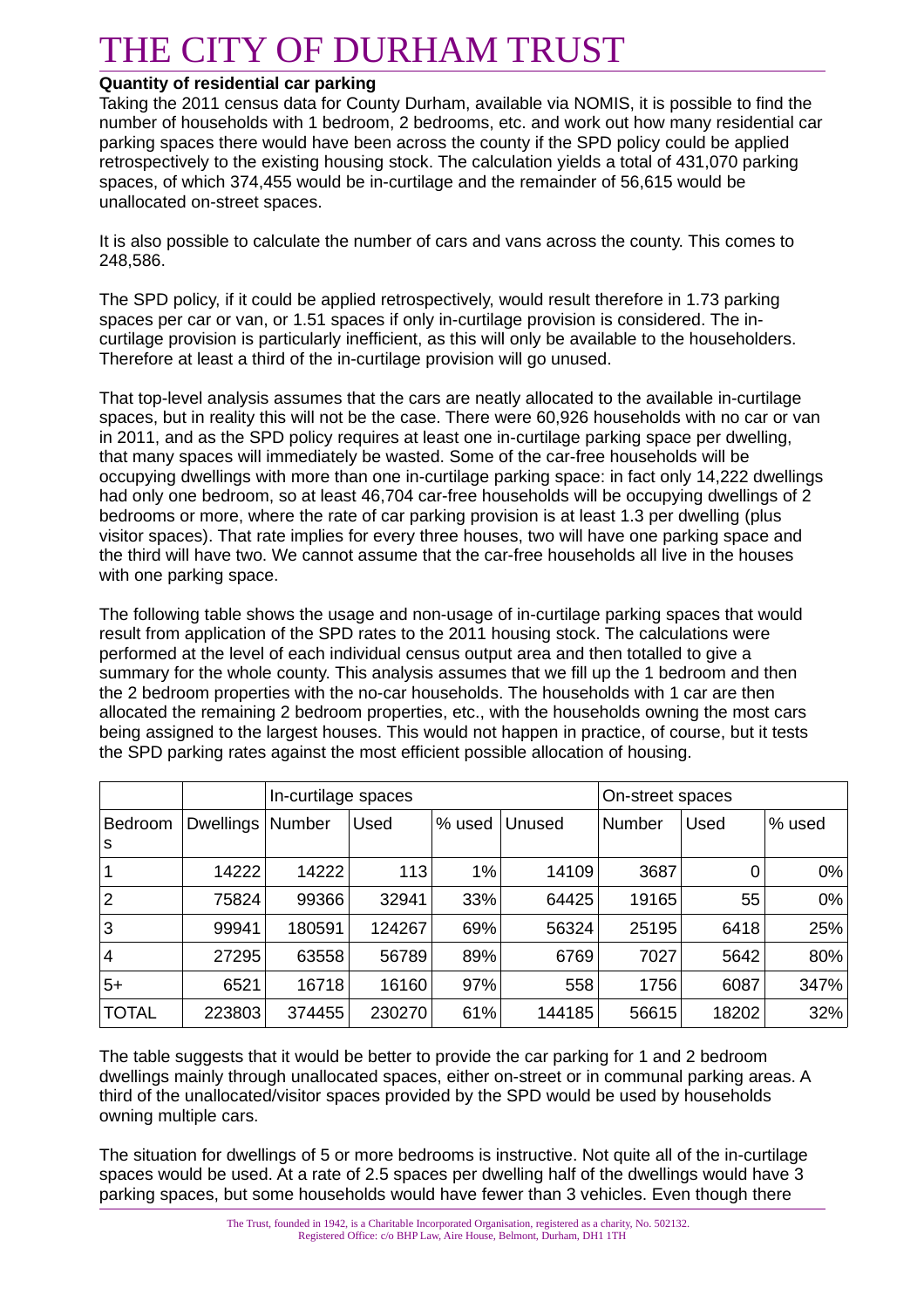**Quantity of residential car parking**

Taking the 2011 census data for County Durham, available via NOMIS, it is possible to find the number of households with 1 bedroom, 2 bedrooms, etc. and work out how many residential car parking spaces there would have been across the county if the SPD policy could be applied retrospectively to the existing housing stock. The calculation yields a total of 431,070 parking spaces, of which 374,455 would be in-curtilage and the remainder of 56,615 would be unallocated on-street spaces.

It is also possible to calculate the number of cars and vans across the county. This comes to 248,586.

The SPD policy, if it could be applied retrospectively, would result therefore in 1.73 parking spaces per car or van, or 1.51 spaces if only in-curtilage provision is considered. The in-curtilage provision is particularly inefficient, as this will only be available to the householders. Therefore at least a third of the in-curtilage provision will go unused.

That top-level analysis assumes that the cars are neatly allocated to the available in-curtilage spaces, but in reality this will not be the case. There were 60,926 households with no car or van in 2011, and as the SPD policy requires at least one in-curtilage parking space per dwelling, that many spaces will immediately be wasted. Some of the car-free households will be occupying dwellings with more than one in-curtilage parking space: in fact only 14,222 dwellings had only one bedroom, so at least 46,704 car-free households will be occupying dwellings of 2 bedrooms or more, where the rate of car parking provision is at least 1.3 per dwelling (plus visitor spaces). That rate implies for every three houses, two will have one parking space and the third will have two. We cannot assume that the car-free households all live in the houses with one parking space.

The following table shows the usage and non-usage of in-curtilage parking spaces that would result from application of the SPD rates to the 2011 housing stock. The calculations were performed at the level of each individual census output area and then totalled to give a summary for the whole county. This analysis assumes that we fill up the 1 bedroom and then the 2 bedroom properties with the no-car households. The households with 1 car are then allocated the remaining 2 bedroom properties, etc., with the households owning the most cars being assigned to the largest houses. This would not happen in practice, of course, but it tests the SPD parking rates against the most efficient possible allocation of housing.

| | | In-curtilage spaces | | | | On-street spaces | | |
|---|---|---|---|---|---|---|---|---|
| Bedrooms | Dwellings | Number | Used | % used | Unused | Number | Used | % used |
| 1 | 14222 | 14222 | 113 | 1% | 14109 | 3687 | 0 | 0% |
| 2 | 75824 | 99366 | 32941 | 33% | 64425 | 19165 | 55 | 0% |
| 3 | 99941 | 180591 | 124267 | 69% | 56324 | 25195 | 6418 | 25% |
| 4 | 27295 | 63558 | 56789 | 89% | 6769 | 7027 | 5642 | 80% |
| 5+ | 6521 | 16718 | 16160 | 97% | 558 | 1756 | 6087 | 347% |
| TOTAL | 223803 | 374455 | 230270 | 61% | 144185 | 56615 | 18202 | 32% |

The table suggests that it would be better to provide the car parking for 1 and 2 bedroom dwellings mainly through unallocated spaces, either on-street or in communal parking areas. A third of the unallocated/visitor spaces provided by the SPD would be used by households owning multiple cars.

The situation for dwellings of 5 or more bedrooms is instructive. Not quite all of the in-curtilage spaces would be used. At a rate of 2.5 spaces per dwelling half of the dwellings would have 3 parking spaces, but some households would have fewer than 3 vehicles. Even though there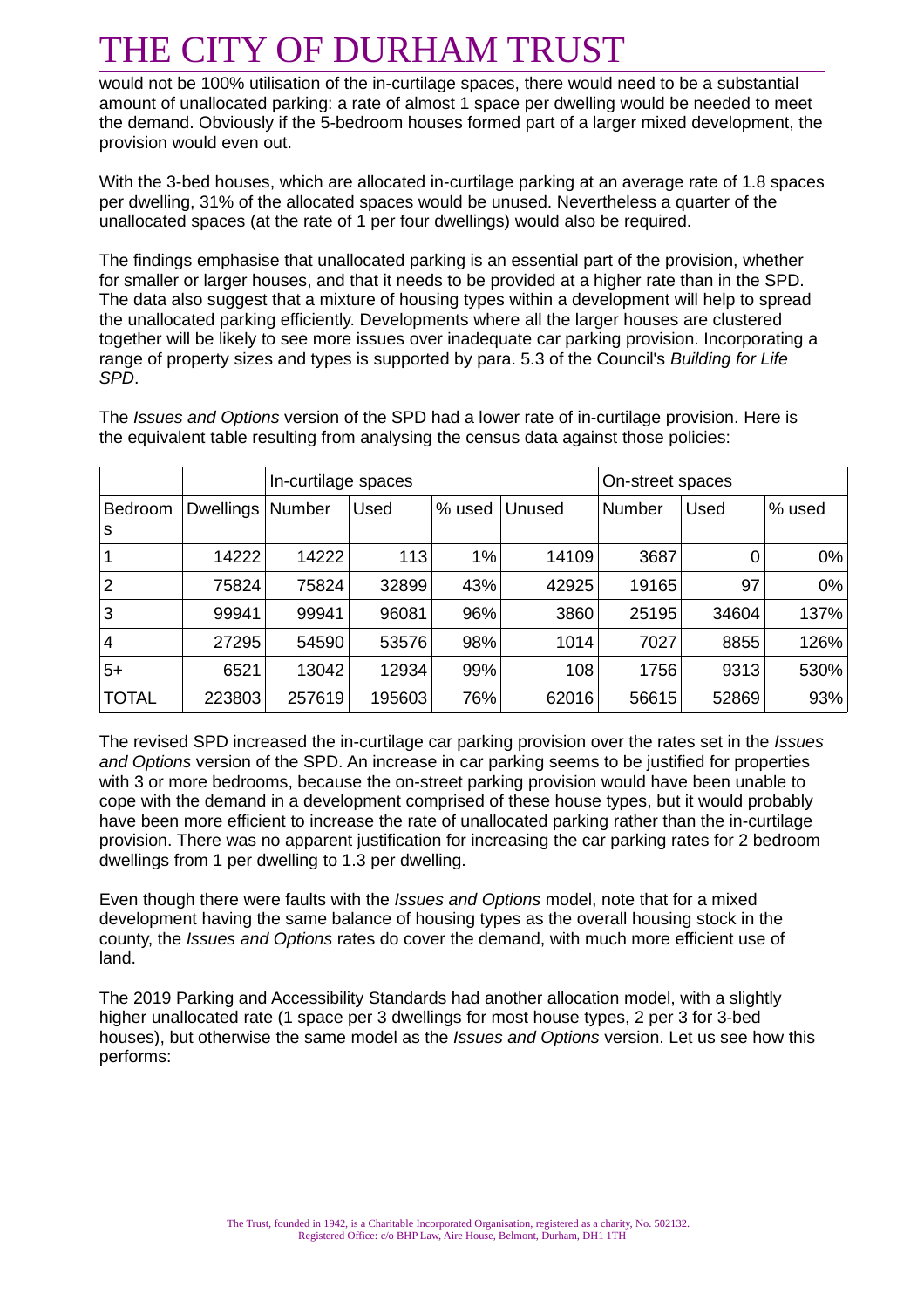would not be 100% utilisation of the in-curtilage spaces, there would need to be a substantial amount of unallocated parking: a rate of almost 1 space per dwelling would be needed to meet the demand. Obviously if the 5-bedroom houses formed part of a larger mixed development, the provision would even out.

With the 3-bed houses, which are allocated in-curtilage parking at an average rate of 1.8 spaces per dwelling, 31% of the allocated spaces would be unused. Nevertheless a quarter of the unallocated spaces (at the rate of 1 per four dwellings) would also be required.

The findings emphasise that unallocated parking is an essential part of the provision, whether for smaller or larger houses, and that it needs to be provided at a higher rate than in the SPD. The data also suggest that a mixture of housing types within a development will help to spread the unallocated parking efficiently. Developments where all the larger houses are clustered together will be likely to see more issues over inadequate car parking provision. Incorporating a range of property sizes and types is supported by para. 5.3 of the Council's *Building for Life SPD*.

The *Issues and Options* version of the SPD had a lower rate of in-curtilage provision. Here is the equivalent table resulting from analysing the census data against those policies:

| | | In-curtilage spaces | | | | On-street spaces | | |
|---|---|---|---|---|---|---|---|---|
| Bedrooms | Dwellings | Number | Used | % used | Unused | Number | Used | % used |
| 1 | 14222 | 14222 | 113 | 1% | 14109 | 3687 | 0 | 0% |
| 2 | 75824 | 75824 | 32899 | 43% | 42925 | 19165 | 97 | 0% |
| 3 | 99941 | 99941 | 96081 | 96% | 3860 | 25195 | 34604 | 137% |
| 4 | 27295 | 54590 | 53576 | 98% | 1014 | 7027 | 8855 | 126% |
| 5+ | 6521 | 13042 | 12934 | 99% | 108 | 1756 | 9313 | 530% |
| TOTAL | 223803 | 257619 | 195603 | 76% | 62016 | 56615 | 52869 | 93% |

The revised SPD increased the in-curtilage car parking provision over the rates set in the *Issues and Options* version of the SPD. An increase in car parking seems to be justified for properties with 3 or more bedrooms, because the on-street parking provision would have been unable to cope with the demand in a development comprised of these house types, but it would probably have been more efficient to increase the rate of unallocated parking rather than the in-curtilage provision. There was no apparent justification for increasing the car parking rates for 2 bedroom dwellings from 1 per dwelling to 1.3 per dwelling.

Even though there were faults with the *Issues and Options* model, note that for a mixed development having the same balance of housing types as the overall housing stock in the county, the *Issues and Options* rates do cover the demand, with much more efficient use of land.

The 2019 Parking and Accessibility Standards had another allocation model, with a slightly higher unallocated rate (1 space per 3 dwellings for most house types, 2 per 3 for 3-bed houses), but otherwise the same model as the *Issues and Options* version. Let us see how this performs: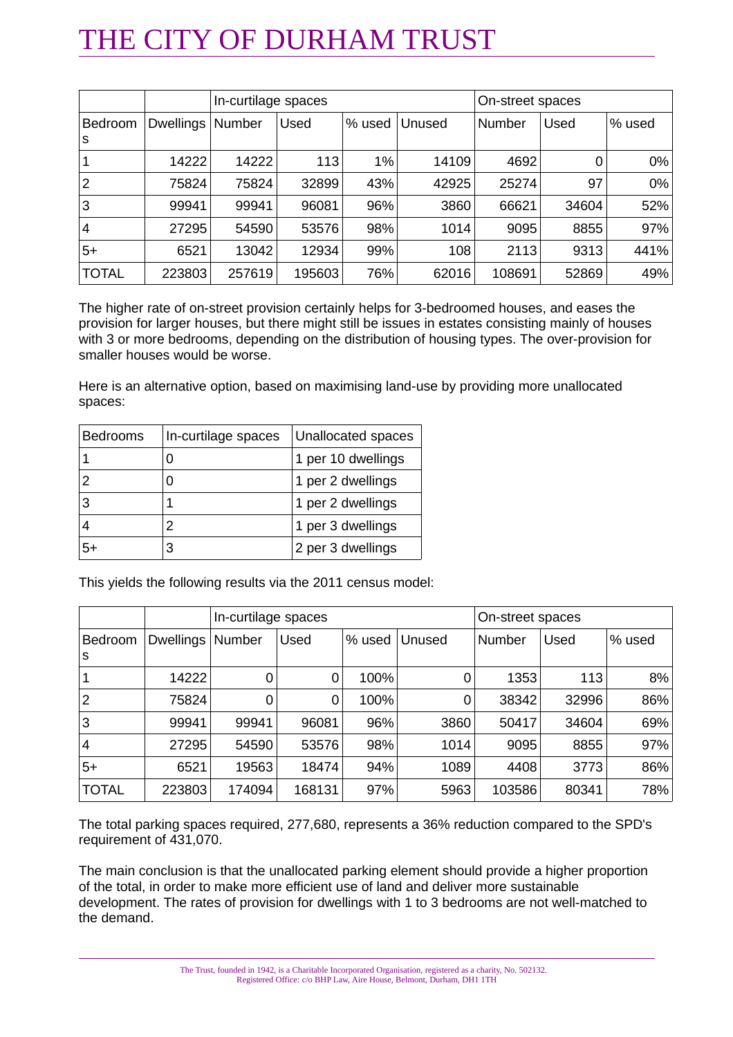|  |  | In-curtilage spaces |  |  |  | On-street spaces |  |  |
|---|---|---|---|---|---|---|---|---|
| Bedrooms | Dwellings | Number | Used | % used | Unused | Number | Used | % used |
| 1 | 14222 | 14222 | 113 | 1% | 14109 | 4692 | 0 | 0% |
| 2 | 75824 | 75824 | 32899 | 43% | 42925 | 25274 | 97 | 0% |
| 3 | 99941 | 99941 | 96081 | 96% | 3860 | 66621 | 34604 | 52% |
| 4 | 27295 | 54590 | 53576 | 98% | 1014 | 9095 | 8855 | 97% |
| 5+ | 6521 | 13042 | 12934 | 99% | 108 | 2113 | 9313 | 441% |
| TOTAL | 223803 | 257619 | 195603 | 76% | 62016 | 108691 | 52869 | 49% |

The higher rate of on-street provision certainly helps for 3-bedroomed houses, and eases the provision for larger houses, but there might still be issues in estates consisting mainly of houses with 3 or more bedrooms, depending on the distribution of housing types. The over-provision for smaller houses would be worse.

Here is an alternative option, based on maximising land-use by providing more unallocated spaces:

| Bedrooms | In-curtilage spaces | Unallocated spaces |
|---|---|---|
| 1 | 0 | 1 per 10 dwellings |
| 2 | 0 | 1 per 2 dwellings |
| 3 | 1 | 1 per 2 dwellings |
| 4 | 2 | 1 per 3 dwellings |
| 5+ | 3 | 2 per 3 dwellings |

This yields the following results via the 2011 census model:

|  |  | In-curtilage spaces |  |  |  | On-street spaces |  |  |
|---|---|---|---|---|---|---|---|---|
| Bedrooms | Dwellings | Number | Used | % used | Unused | Number | Used | % used |
| 1 | 14222 | 0 | 0 | 100% | 0 | 1353 | 113 | 8% |
| 2 | 75824 | 0 | 0 | 100% | 0 | 38342 | 32996 | 86% |
| 3 | 99941 | 99941 | 96081 | 96% | 3860 | 50417 | 34604 | 69% |
| 4 | 27295 | 54590 | 53576 | 98% | 1014 | 9095 | 8855 | 97% |
| 5+ | 6521 | 19563 | 18474 | 94% | 1089 | 4408 | 3773 | 86% |
| TOTAL | 223803 | 174094 | 168131 | 97% | 5963 | 103586 | 80341 | 78% |

The total parking spaces required, 277,680, represents a 36% reduction compared to the SPD's requirement of 431,070.

The main conclusion is that the unallocated parking element should provide a higher proportion of the total, in order to make more efficient use of land and deliver more sustainable development. The rates of provision for dwellings with 1 to 3 bedrooms are not well-matched to the demand.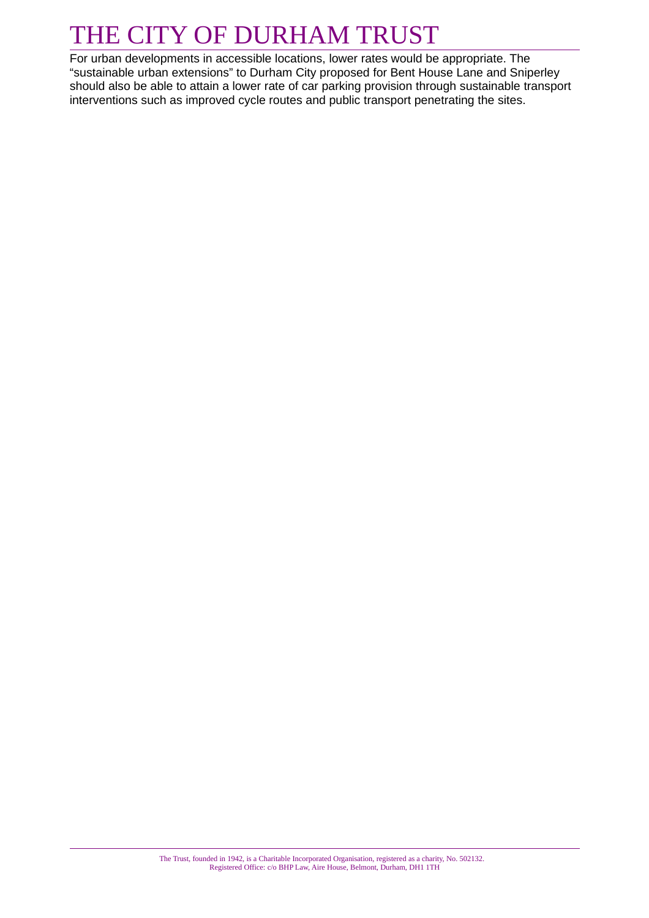For urban developments in accessible locations, lower rates would be appropriate. The "sustainable urban extensions" to Durham City proposed for Bent House Lane and Sniperley should also be able to attain a lower rate of car parking provision through sustainable transport interventions such as improved cycle routes and public transport penetrating the sites.